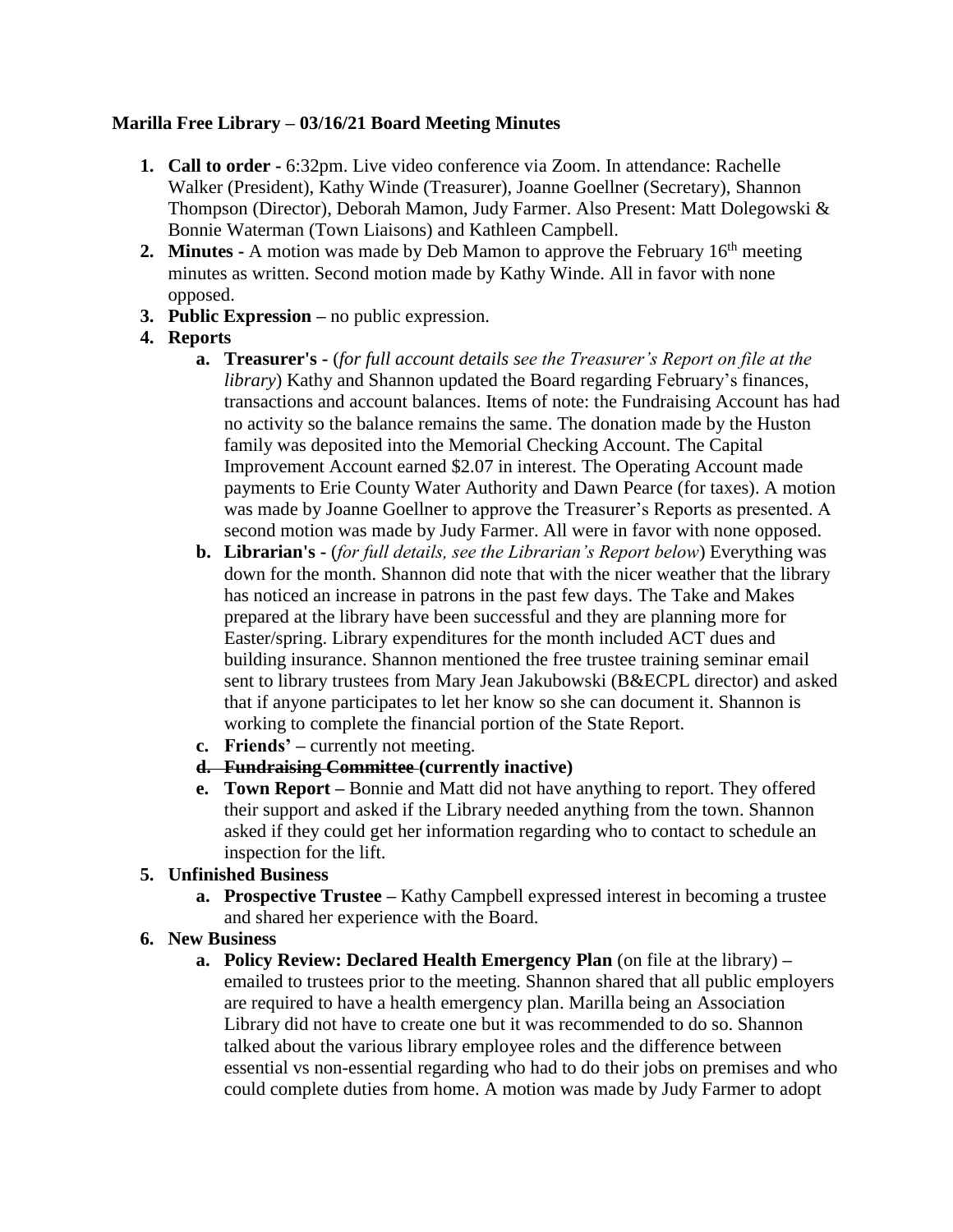**Marilla Free Library – 03/16/21 Board Meeting Minutes**

1. **Call to order -** 6:32pm. Live video conference via Zoom. In attendance: Rachelle Walker (President), Kathy Winde (Treasurer), Joanne Goellner (Secretary), Shannon Thompson (Director), Deborah Mamon, Judy Farmer. Also Present: Matt Dolegowski & Bonnie Waterman (Town Liaisons) and Kathleen Campbell.
2. **Minutes -** A motion was made by Deb Mamon to approve the February 16th meeting minutes as written. Second motion made by Kathy Winde. All in favor with none opposed.
3. **Public Expression –** no public expression.
4. **Reports**
    a. **Treasurer's -** (*for full account details see the Treasurer's Report on file at the library*) Kathy and Shannon updated the Board regarding February's finances, transactions and account balances. Items of note: the Fundraising Account has had no activity so the balance remains the same. The donation made by the Huston family was deposited into the Memorial Checking Account. The Capital Improvement Account earned $2.07 in interest. The Operating Account made payments to Erie County Water Authority and Dawn Pearce (for taxes). A motion was made by Joanne Goellner to approve the Treasurer's Reports as presented. A second motion was made by Judy Farmer. All were in favor with none opposed.
    b. **Librarian's -** (*for full details, see the Librarian's Report below*) Everything was down for the month. Shannon did note that with the nicer weather that the library has noticed an increase in patrons in the past few days. The Take and Makes prepared at the library have been successful and they are planning more for Easter/spring. Library expenditures for the month included ACT dues and building insurance. Shannon mentioned the free trustee training seminar email sent to library trustees from Mary Jean Jakubowski (B&ECPL director) and asked that if anyone participates to let her know so she can document it. Shannon is working to complete the financial portion of the State Report.
    c. **Friends' –** currently not meeting.
    d. ~~**Fundraising Committee**~~ **(currently inactive)**
    e. **Town Report –** Bonnie and Matt did not have anything to report. They offered their support and asked if the Library needed anything from the town. Shannon asked if they could get her information regarding who to contact to schedule an inspection for the lift.
5. **Unfinished Business**
    a. **Prospective Trustee –** Kathy Campbell expressed interest in becoming a trustee and shared her experience with the Board.
6. **New Business**
    a. **Policy Review: Declared Health Emergency Plan** (on file at the library) **–** emailed to trustees prior to the meeting. Shannon shared that all public employers are required to have a health emergency plan. Marilla being an Association Library did not have to create one but it was recommended to do so. Shannon talked about the various library employee roles and the difference between essential vs non-essential regarding who had to do their jobs on premises and who could complete duties from home. A motion was made by Judy Farmer to adopt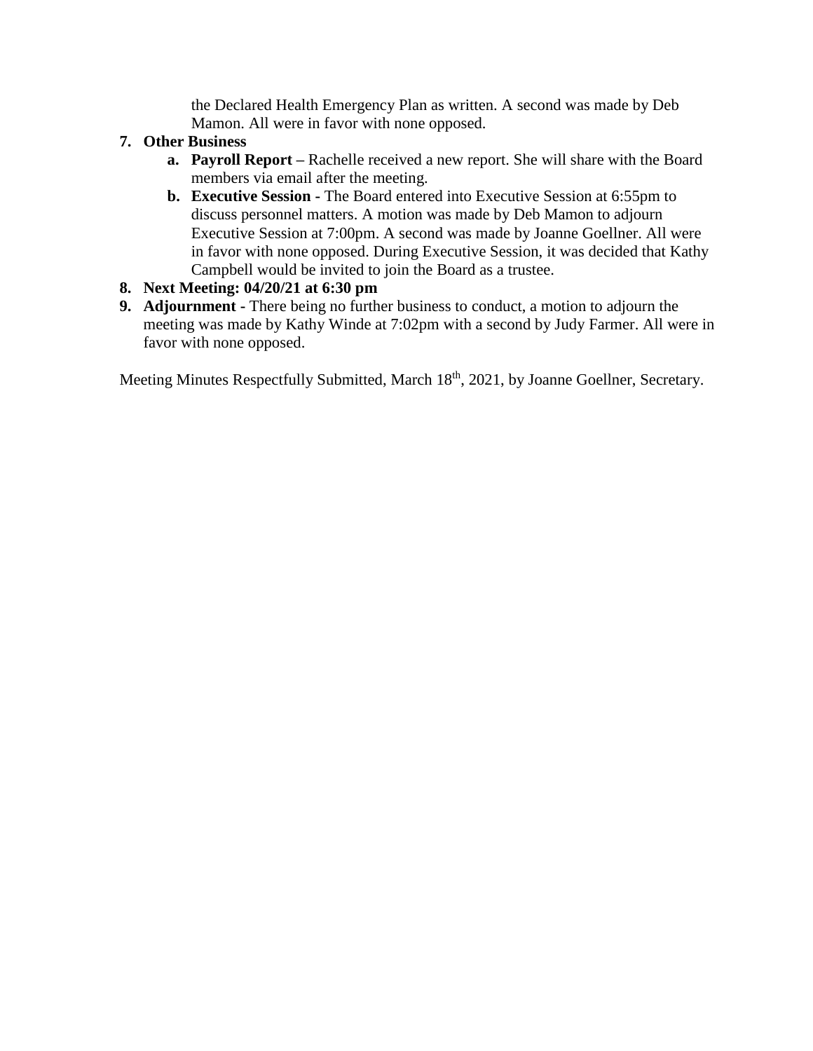the Declared Health Emergency Plan as written. A second was made by Deb Mamon. All were in favor with none opposed.

7. **Other Business**
   a. **Payroll Report –** Rachelle received a new report. She will share with the Board members via email after the meeting.
   b. **Executive Session -** The Board entered into Executive Session at 6:55pm to discuss personnel matters. A motion was made by Deb Mamon to adjourn Executive Session at 7:00pm. A second was made by Joanne Goellner. All were in favor with none opposed. During Executive Session, it was decided that Kathy Campbell would be invited to join the Board as a trustee.
8. **Next Meeting: 04/20/21 at 6:30 pm**
9. **Adjournment -** There being no further business to conduct, a motion to adjourn the meeting was made by Kathy Winde at 7:02pm with a second by Judy Farmer. All were in favor with none opposed.

Meeting Minutes Respectfully Submitted, March 18th, 2021, by Joanne Goellner, Secretary.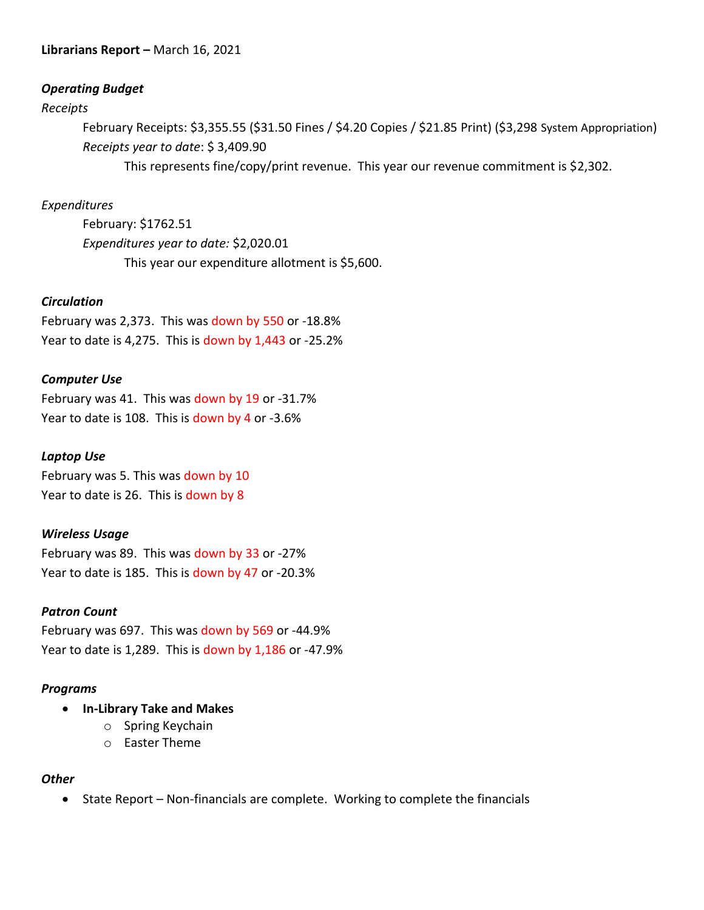**Librarians Report –** March 16, 2021

***Operating Budget***

*Receipts*

February Receipts: $3,355.55 ($31.50 Fines / $4.20 Copies / $21.85 Print) ($3,298 System Appropriation)

*Receipts year to date*: $ 3,409.90

This represents fine/copy/print revenue. This year our revenue commitment is $2,302.

*Expenditures*

February: $1762.51

*Expenditures year to date:* $2,020.01

This year our expenditure allotment is $5,600.

***Circulation***

February was 2,373. This was down by 550 or -18.8%

Year to date is 4,275. This is down by 1,443 or -25.2%

***Computer Use***

February was 41. This was down by 19 or -31.7%

Year to date is 108. This is down by 4 or -3.6%

***Laptop Use***

February was 5. This was down by 10

Year to date is 26. This is down by 8

***Wireless Usage***

February was 89. This was down by 33 or -27%

Year to date is 185. This is down by 47 or -20.3%

***Patron Count***

February was 697. This was down by 569 or -44.9%

Year to date is 1,289. This is down by 1,186 or -47.9%

***Programs***

- **In-Library Take and Makes**
  - Spring Keychain
  - Easter Theme

***Other***

- State Report – Non-financials are complete. Working to complete the financials